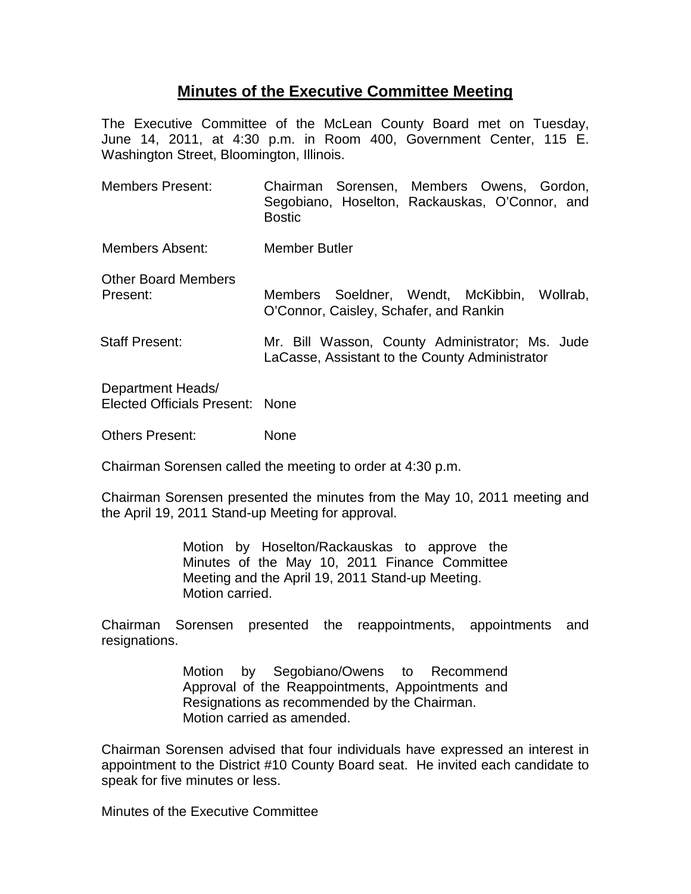# Minutes of the Executive Committee Meeting

The Executive Committee of the McLean County Board met on Tuesday, June 14, 2011, at 4:30 p.m. in Room 400, Government Center, 115 E. Washington Street, Bloomington, Illinois.

| | |
|---|---|
| Members Present: | Chairman Sorensen, Members Owens, Gordon, Segobiano, Hoselton, Rackauskas, O'Connor, and Bostic |
| Members Absent: | Member Butler |
| Other Board Members Present: | Members Soeldner, Wendt, McKibbin, Wollrab, O'Connor, Caisley, Schafer, and Rankin |
| Staff Present: | Mr. Bill Wasson, County Administrator; Ms. Jude LaCasse, Assistant to the County Administrator |
| Department Heads/ Elected Officials Present: | None |
| Others Present: | None |

Chairman Sorensen called the meeting to order at 4:30 p.m.

Chairman Sorensen presented the minutes from the May 10, 2011 meeting and the April 19, 2011 Stand-up Meeting for approval.

> Motion by Hoselton/Rackauskas to approve the Minutes of the May 10, 2011 Finance Committee Meeting and the April 19, 2011 Stand-up Meeting.
> Motion carried.

Chairman Sorensen presented the reappointments, appointments and resignations.

> Motion by Segobiano/Owens to Recommend Approval of the Reappointments, Appointments and Resignations as recommended by the Chairman.
> Motion carried as amended.

Chairman Sorensen advised that four individuals have expressed an interest in appointment to the District #10 County Board seat. He invited each candidate to speak for five minutes or less.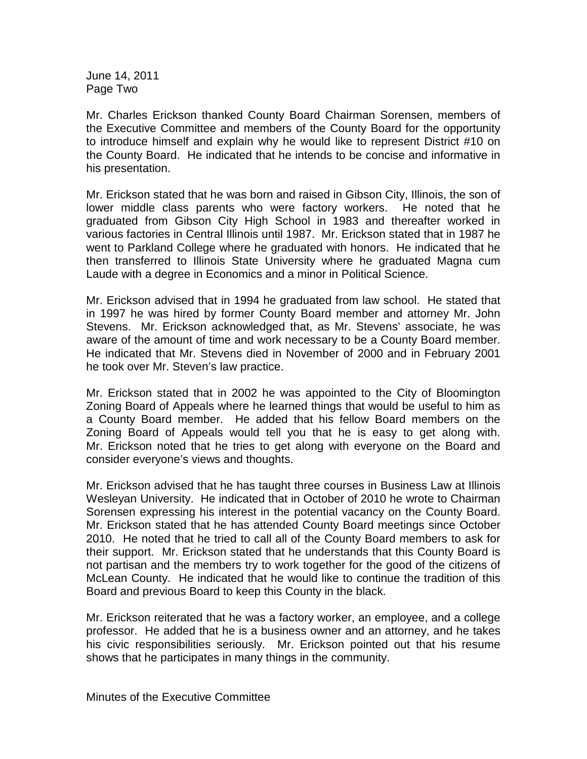Mr. Charles Erickson thanked County Board Chairman Sorensen, members of the Executive Committee and members of the County Board for the opportunity to introduce himself and explain why he would like to represent District #10 on the County Board. He indicated that he intends to be concise and informative in his presentation.

Mr. Erickson stated that he was born and raised in Gibson City, Illinois, the son of lower middle class parents who were factory workers. He noted that he graduated from Gibson City High School in 1983 and thereafter worked in various factories in Central Illinois until 1987. Mr. Erickson stated that in 1987 he went to Parkland College where he graduated with honors. He indicated that he then transferred to Illinois State University where he graduated Magna cum Laude with a degree in Economics and a minor in Political Science.

Mr. Erickson advised that in 1994 he graduated from law school. He stated that in 1997 he was hired by former County Board member and attorney Mr. John Stevens. Mr. Erickson acknowledged that, as Mr. Stevens' associate, he was aware of the amount of time and work necessary to be a County Board member. He indicated that Mr. Stevens died in November of 2000 and in February 2001 he took over Mr. Steven's law practice.

Mr. Erickson stated that in 2002 he was appointed to the City of Bloomington Zoning Board of Appeals where he learned things that would be useful to him as a County Board member. He added that his fellow Board members on the Zoning Board of Appeals would tell you that he is easy to get along with. Mr. Erickson noted that he tries to get along with everyone on the Board and consider everyone's views and thoughts.

Mr. Erickson advised that he has taught three courses in Business Law at Illinois Wesleyan University. He indicated that in October of 2010 he wrote to Chairman Sorensen expressing his interest in the potential vacancy on the County Board. Mr. Erickson stated that he has attended County Board meetings since October 2010. He noted that he tried to call all of the County Board members to ask for their support. Mr. Erickson stated that he understands that this County Board is not partisan and the members try to work together for the good of the citizens of McLean County. He indicated that he would like to continue the tradition of this Board and previous Board to keep this County in the black.

Mr. Erickson reiterated that he was a factory worker, an employee, and a college professor. He added that he is a business owner and an attorney, and he takes his civic responsibilities seriously. Mr. Erickson pointed out that his resume shows that he participates in many things in the community.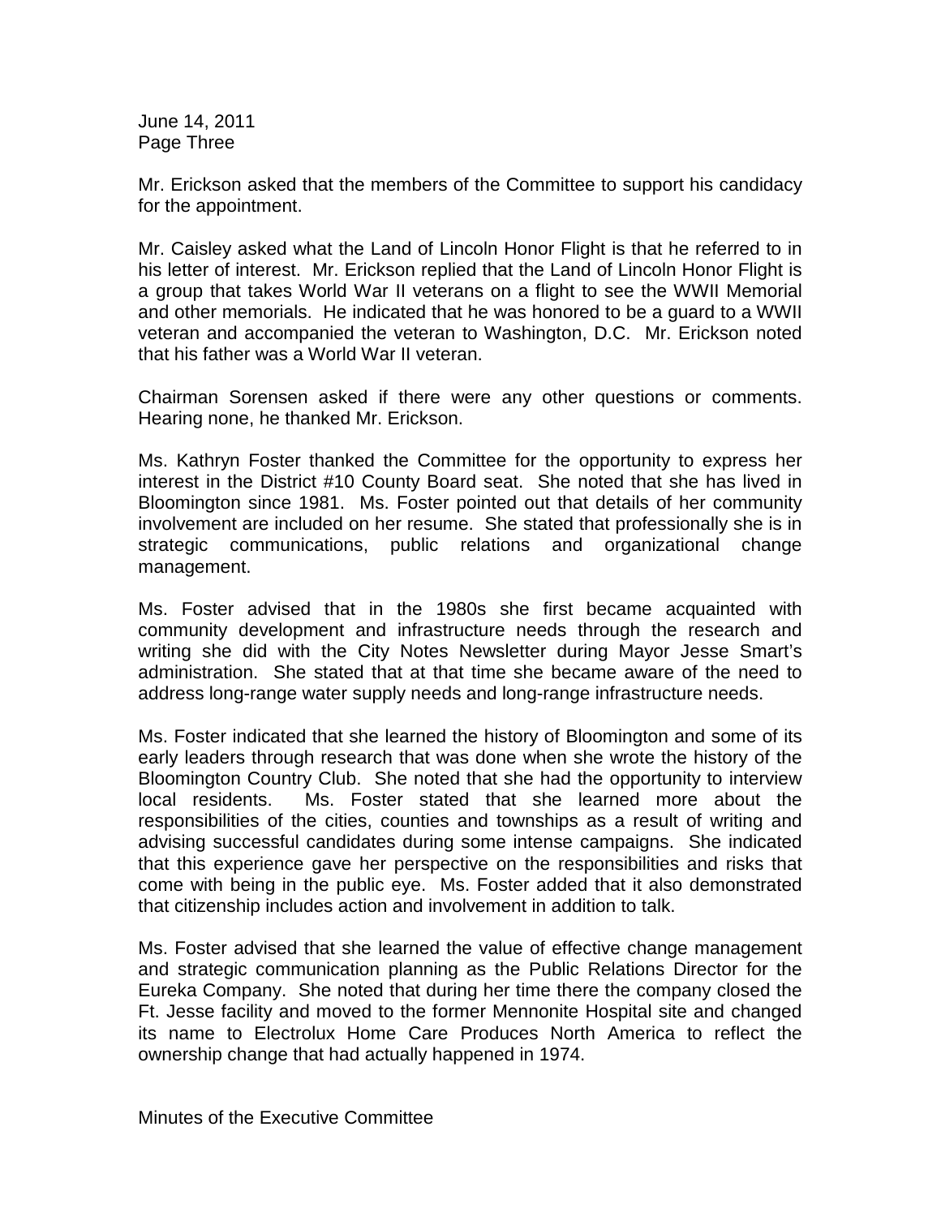Mr. Erickson asked that the members of the Committee to support his candidacy for the appointment.

Mr. Caisley asked what the Land of Lincoln Honor Flight is that he referred to in his letter of interest. Mr. Erickson replied that the Land of Lincoln Honor Flight is a group that takes World War II veterans on a flight to see the WWII Memorial and other memorials. He indicated that he was honored to be a guard to a WWII veteran and accompanied the veteran to Washington, D.C. Mr. Erickson noted that his father was a World War II veteran.

Chairman Sorensen asked if there were any other questions or comments. Hearing none, he thanked Mr. Erickson.

Ms. Kathryn Foster thanked the Committee for the opportunity to express her interest in the District #10 County Board seat. She noted that she has lived in Bloomington since 1981. Ms. Foster pointed out that details of her community involvement are included on her resume. She stated that professionally she is in strategic communications, public relations and organizational change management.

Ms. Foster advised that in the 1980s she first became acquainted with community development and infrastructure needs through the research and writing she did with the City Notes Newsletter during Mayor Jesse Smart's administration. She stated that at that time she became aware of the need to address long-range water supply needs and long-range infrastructure needs.

Ms. Foster indicated that she learned the history of Bloomington and some of its early leaders through research that was done when she wrote the history of the Bloomington Country Club. She noted that she had the opportunity to interview local residents. Ms. Foster stated that she learned more about the responsibilities of the cities, counties and townships as a result of writing and advising successful candidates during some intense campaigns. She indicated that this experience gave her perspective on the responsibilities and risks that come with being in the public eye. Ms. Foster added that it also demonstrated that citizenship includes action and involvement in addition to talk.

Ms. Foster advised that she learned the value of effective change management and strategic communication planning as the Public Relations Director for the Eureka Company. She noted that during her time there the company closed the Ft. Jesse facility and moved to the former Mennonite Hospital site and changed its name to Electrolux Home Care Produces North America to reflect the ownership change that had actually happened in 1974.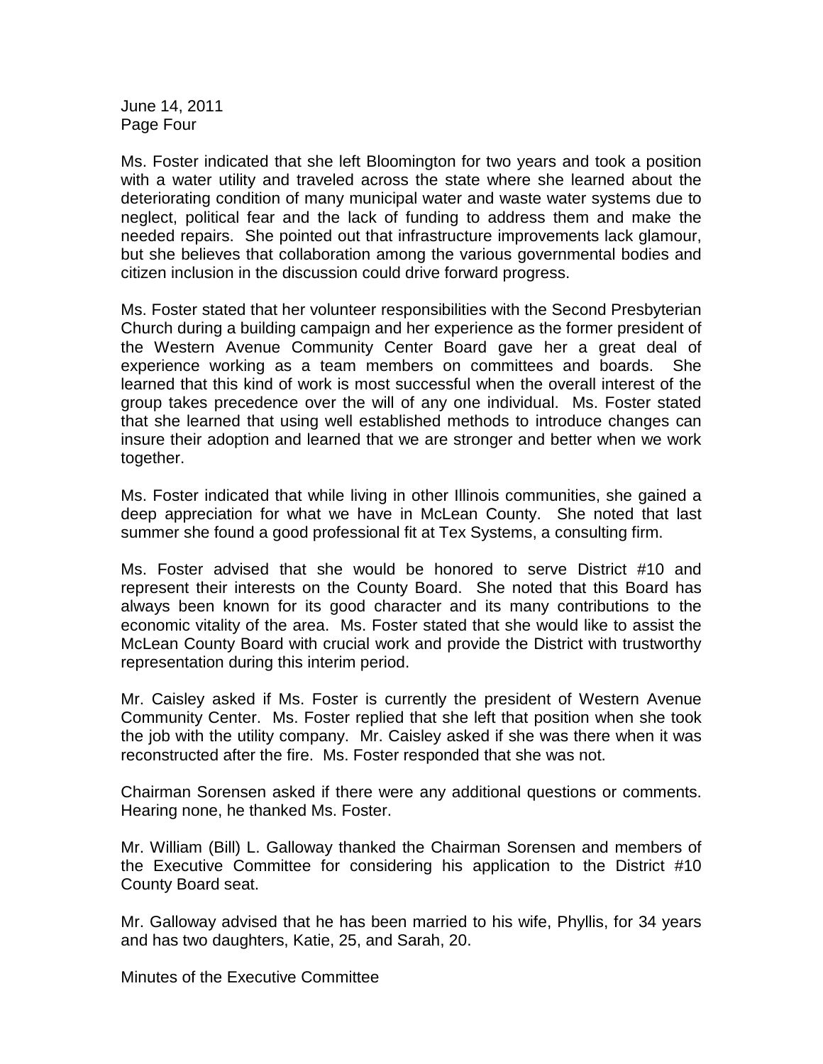Ms. Foster indicated that she left Bloomington for two years and took a position with a water utility and traveled across the state where she learned about the deteriorating condition of many municipal water and waste water systems due to neglect, political fear and the lack of funding to address them and make the needed repairs. She pointed out that infrastructure improvements lack glamour, but she believes that collaboration among the various governmental bodies and citizen inclusion in the discussion could drive forward progress.

Ms. Foster stated that her volunteer responsibilities with the Second Presbyterian Church during a building campaign and her experience as the former president of the Western Avenue Community Center Board gave her a great deal of experience working as a team members on committees and boards. She learned that this kind of work is most successful when the overall interest of the group takes precedence over the will of any one individual. Ms. Foster stated that she learned that using well established methods to introduce changes can insure their adoption and learned that we are stronger and better when we work together.

Ms. Foster indicated that while living in other Illinois communities, she gained a deep appreciation for what we have in McLean County. She noted that last summer she found a good professional fit at Tex Systems, a consulting firm.

Ms. Foster advised that she would be honored to serve District #10 and represent their interests on the County Board. She noted that this Board has always been known for its good character and its many contributions to the economic vitality of the area. Ms. Foster stated that she would like to assist the McLean County Board with crucial work and provide the District with trustworthy representation during this interim period.

Mr. Caisley asked if Ms. Foster is currently the president of Western Avenue Community Center. Ms. Foster replied that she left that position when she took the job with the utility company. Mr. Caisley asked if she was there when it was reconstructed after the fire. Ms. Foster responded that she was not.

Chairman Sorensen asked if there were any additional questions or comments. Hearing none, he thanked Ms. Foster.

Mr. William (Bill) L. Galloway thanked the Chairman Sorensen and members of the Executive Committee for considering his application to the District #10 County Board seat.

Mr. Galloway advised that he has been married to his wife, Phyllis, for 34 years and has two daughters, Katie, 25, and Sarah, 20.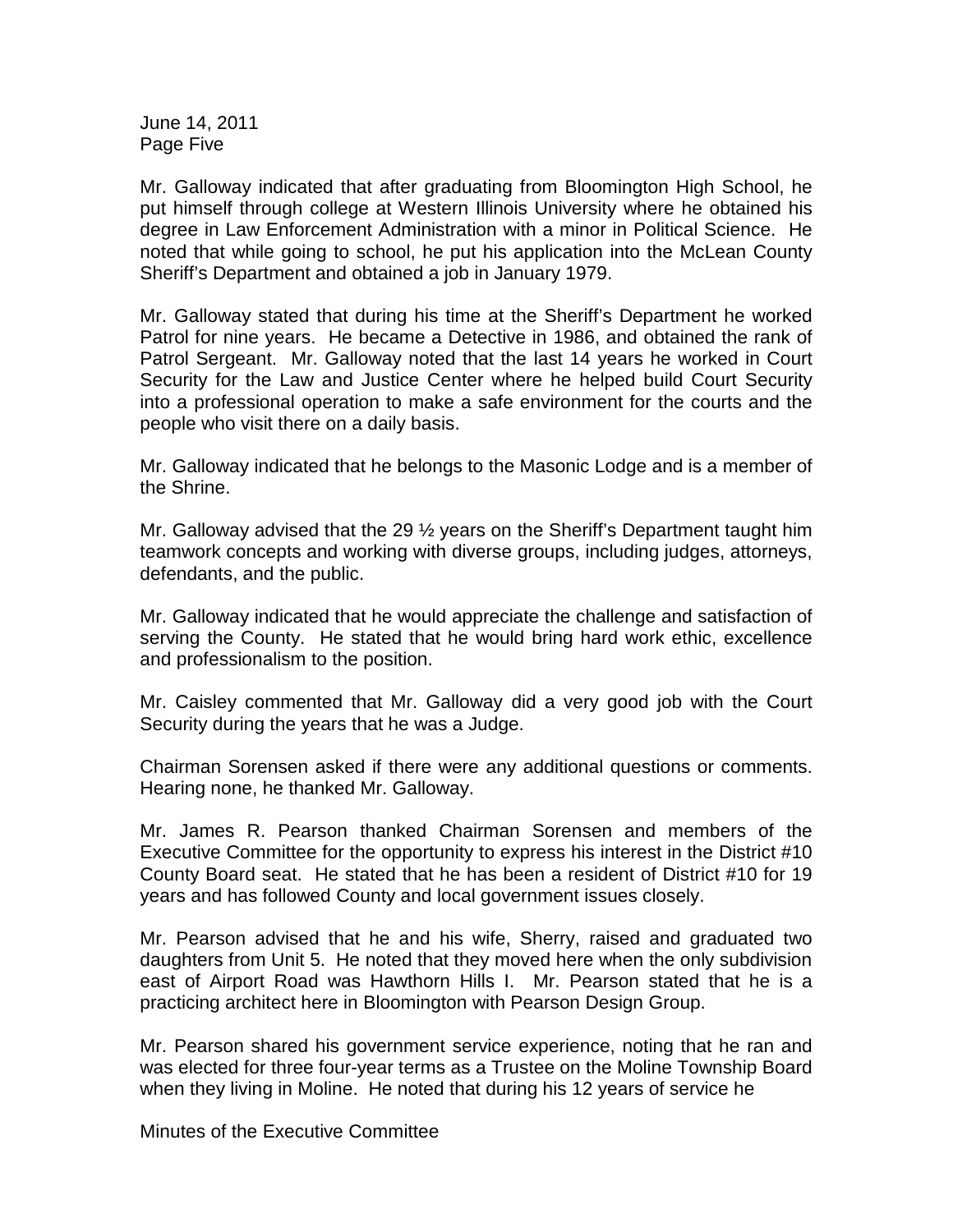Mr. Galloway indicated that after graduating from Bloomington High School, he put himself through college at Western Illinois University where he obtained his degree in Law Enforcement Administration with a minor in Political Science. He noted that while going to school, he put his application into the McLean County Sheriff's Department and obtained a job in January 1979.

Mr. Galloway stated that during his time at the Sheriff's Department he worked Patrol for nine years. He became a Detective in 1986, and obtained the rank of Patrol Sergeant. Mr. Galloway noted that the last 14 years he worked in Court Security for the Law and Justice Center where he helped build Court Security into a professional operation to make a safe environment for the courts and the people who visit there on a daily basis.

Mr. Galloway indicated that he belongs to the Masonic Lodge and is a member of the Shrine.

Mr. Galloway advised that the 29 ½ years on the Sheriff's Department taught him teamwork concepts and working with diverse groups, including judges, attorneys, defendants, and the public.

Mr. Galloway indicated that he would appreciate the challenge and satisfaction of serving the County. He stated that he would bring hard work ethic, excellence and professionalism to the position.

Mr. Caisley commented that Mr. Galloway did a very good job with the Court Security during the years that he was a Judge.

Chairman Sorensen asked if there were any additional questions or comments. Hearing none, he thanked Mr. Galloway.

Mr. James R. Pearson thanked Chairman Sorensen and members of the Executive Committee for the opportunity to express his interest in the District #10 County Board seat. He stated that he has been a resident of District #10 for 19 years and has followed County and local government issues closely.

Mr. Pearson advised that he and his wife, Sherry, raised and graduated two daughters from Unit 5. He noted that they moved here when the only subdivision east of Airport Road was Hawthorn Hills I. Mr. Pearson stated that he is a practicing architect here in Bloomington with Pearson Design Group.

Mr. Pearson shared his government service experience, noting that he ran and was elected for three four-year terms as a Trustee on the Moline Township Board when they living in Moline. He noted that during his 12 years of service he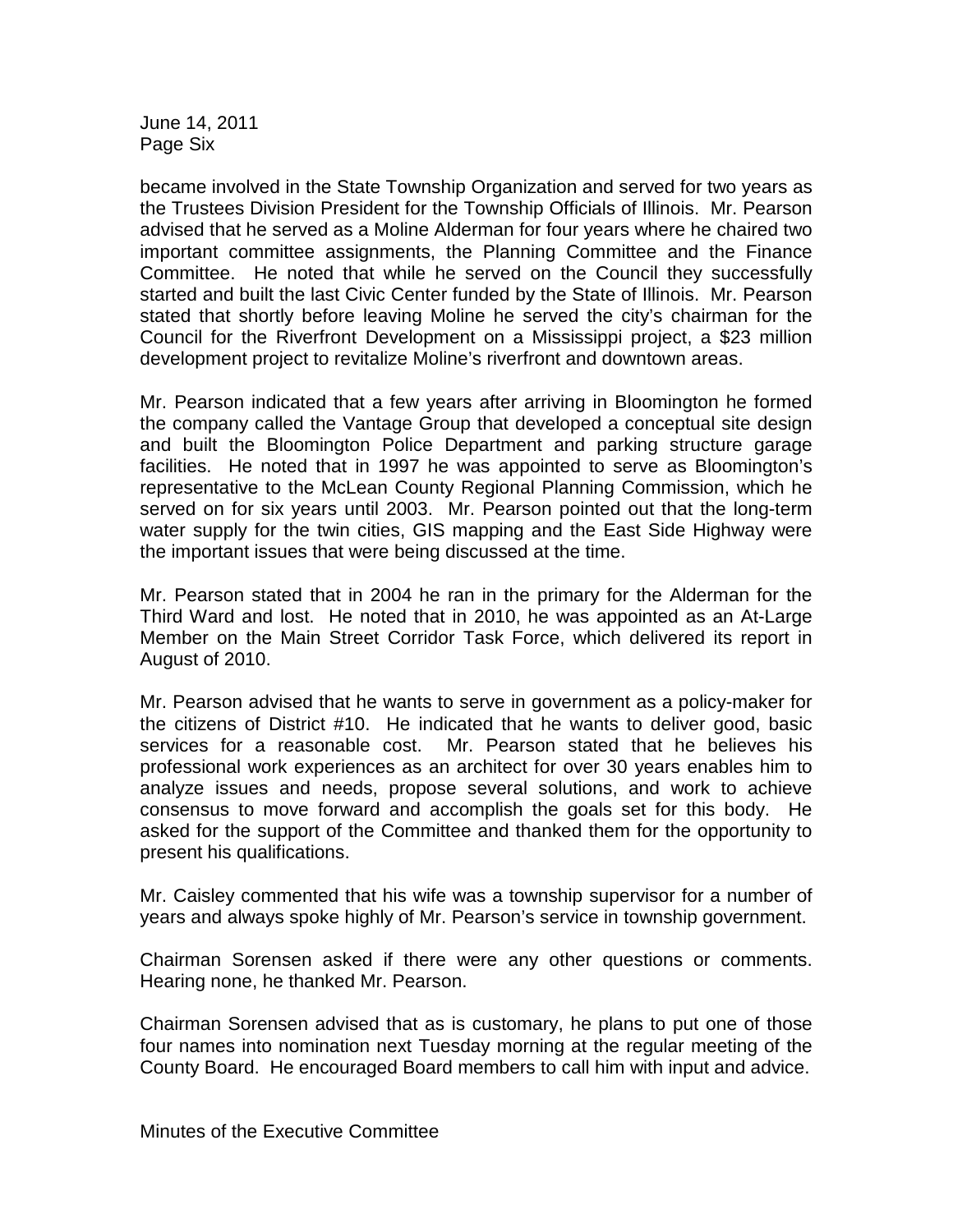became involved in the State Township Organization and served for two years as the Trustees Division President for the Township Officials of Illinois. Mr. Pearson advised that he served as a Moline Alderman for four years where he chaired two important committee assignments, the Planning Committee and the Finance Committee. He noted that while he served on the Council they successfully started and built the last Civic Center funded by the State of Illinois. Mr. Pearson stated that shortly before leaving Moline he served the city's chairman for the Council for the Riverfront Development on a Mississippi project, a $23 million development project to revitalize Moline's riverfront and downtown areas.

Mr. Pearson indicated that a few years after arriving in Bloomington he formed the company called the Vantage Group that developed a conceptual site design and built the Bloomington Police Department and parking structure garage facilities. He noted that in 1997 he was appointed to serve as Bloomington's representative to the McLean County Regional Planning Commission, which he served on for six years until 2003. Mr. Pearson pointed out that the long-term water supply for the twin cities, GIS mapping and the East Side Highway were the important issues that were being discussed at the time.

Mr. Pearson stated that in 2004 he ran in the primary for the Alderman for the Third Ward and lost. He noted that in 2010, he was appointed as an At-Large Member on the Main Street Corridor Task Force, which delivered its report in August of 2010.

Mr. Pearson advised that he wants to serve in government as a policy-maker for the citizens of District #10. He indicated that he wants to deliver good, basic services for a reasonable cost. Mr. Pearson stated that he believes his professional work experiences as an architect for over 30 years enables him to analyze issues and needs, propose several solutions, and work to achieve consensus to move forward and accomplish the goals set for this body. He asked for the support of the Committee and thanked them for the opportunity to present his qualifications.

Mr. Caisley commented that his wife was a township supervisor for a number of years and always spoke highly of Mr. Pearson's service in township government.

Chairman Sorensen asked if there were any other questions or comments. Hearing none, he thanked Mr. Pearson.

Chairman Sorensen advised that as is customary, he plans to put one of those four names into nomination next Tuesday morning at the regular meeting of the County Board. He encouraged Board members to call him with input and advice.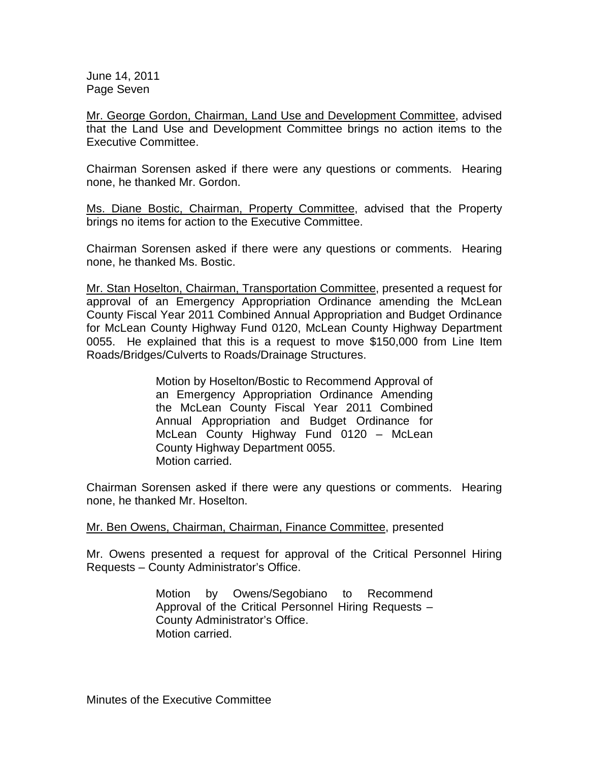Mr. George Gordon, Chairman, Land Use and Development Committee, advised that the Land Use and Development Committee brings no action items to the Executive Committee.

Chairman Sorensen asked if there were any questions or comments. Hearing none, he thanked Mr. Gordon.

Ms. Diane Bostic, Chairman, Property Committee, advised that the Property brings no items for action to the Executive Committee.

Chairman Sorensen asked if there were any questions or comments. Hearing none, he thanked Ms. Bostic.

Mr. Stan Hoselton, Chairman, Transportation Committee, presented a request for approval of an Emergency Appropriation Ordinance amending the McLean County Fiscal Year 2011 Combined Annual Appropriation and Budget Ordinance for McLean County Highway Fund 0120, McLean County Highway Department 0055. He explained that this is a request to move $150,000 from Line Item Roads/Bridges/Culverts to Roads/Drainage Structures.

> Motion by Hoselton/Bostic to Recommend Approval of an Emergency Appropriation Ordinance Amending the McLean County Fiscal Year 2011 Combined Annual Appropriation and Budget Ordinance for McLean County Highway Fund 0120 – McLean County Highway Department 0055.
> Motion carried.

Chairman Sorensen asked if there were any questions or comments. Hearing none, he thanked Mr. Hoselton.

Mr. Ben Owens, Chairman, Chairman, Finance Committee, presented

Mr. Owens presented a request for approval of the Critical Personnel Hiring Requests – County Administrator's Office.

> Motion by Owens/Segobiano to Recommend Approval of the Critical Personnel Hiring Requests – County Administrator's Office.
> Motion carried.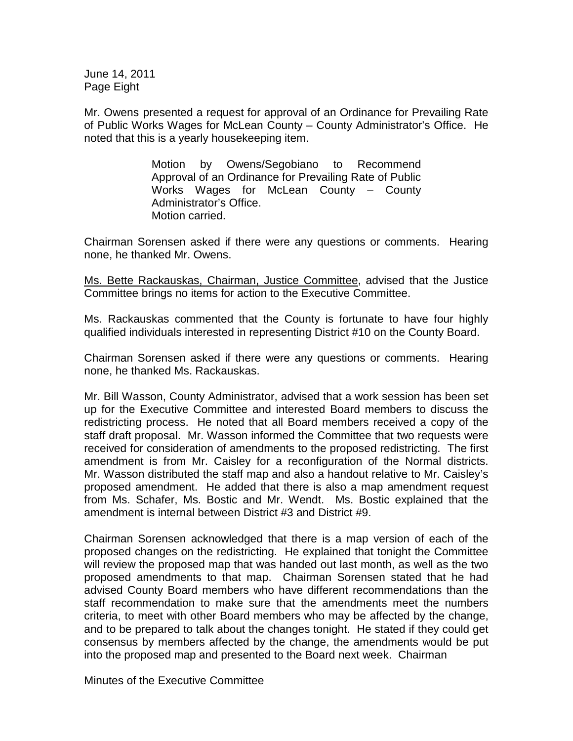Mr. Owens presented a request for approval of an Ordinance for Prevailing Rate of Public Works Wages for McLean County – County Administrator's Office. He noted that this is a yearly housekeeping item.

> Motion by Owens/Segobiano to Recommend Approval of an Ordinance for Prevailing Rate of Public Works Wages for McLean County – County Administrator's Office.
> Motion carried.

Chairman Sorensen asked if there were any questions or comments. Hearing none, he thanked Mr. Owens.

Ms. Bette Rackauskas, Chairman, Justice Committee, advised that the Justice Committee brings no items for action to the Executive Committee.

Ms. Rackauskas commented that the County is fortunate to have four highly qualified individuals interested in representing District #10 on the County Board.

Chairman Sorensen asked if there were any questions or comments. Hearing none, he thanked Ms. Rackauskas.

Mr. Bill Wasson, County Administrator, advised that a work session has been set up for the Executive Committee and interested Board members to discuss the redistricting process. He noted that all Board members received a copy of the staff draft proposal. Mr. Wasson informed the Committee that two requests were received for consideration of amendments to the proposed redistricting. The first amendment is from Mr. Caisley for a reconfiguration of the Normal districts. Mr. Wasson distributed the staff map and also a handout relative to Mr. Caisley's proposed amendment. He added that there is also a map amendment request from Ms. Schafer, Ms. Bostic and Mr. Wendt. Ms. Bostic explained that the amendment is internal between District #3 and District #9.

Chairman Sorensen acknowledged that there is a map version of each of the proposed changes on the redistricting. He explained that tonight the Committee will review the proposed map that was handed out last month, as well as the two proposed amendments to that map. Chairman Sorensen stated that he had advised County Board members who have different recommendations than the staff recommendation to make sure that the amendments meet the numbers criteria, to meet with other Board members who may be affected by the change, and to be prepared to talk about the changes tonight. He stated if they could get consensus by members affected by the change, the amendments would be put into the proposed map and presented to the Board next week. Chairman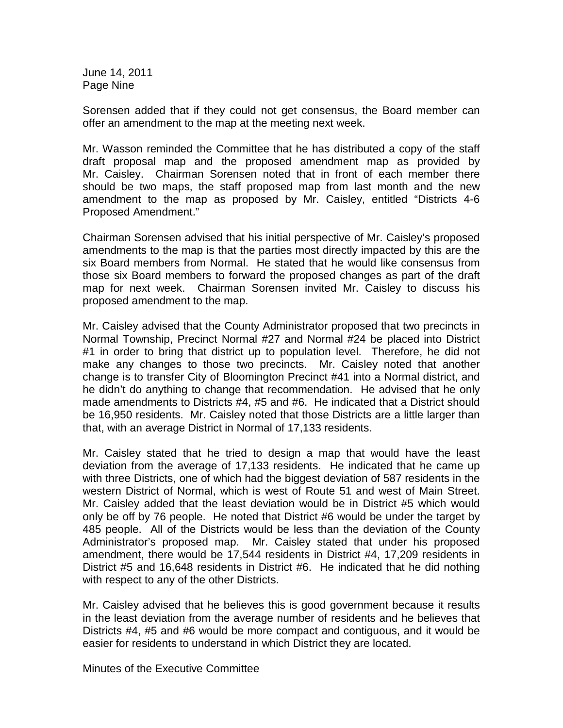Sorensen added that if they could not get consensus, the Board member can offer an amendment to the map at the meeting next week.

Mr. Wasson reminded the Committee that he has distributed a copy of the staff draft proposal map and the proposed amendment map as provided by Mr. Caisley. Chairman Sorensen noted that in front of each member there should be two maps, the staff proposed map from last month and the new amendment to the map as proposed by Mr. Caisley, entitled "Districts 4-6 Proposed Amendment."

Chairman Sorensen advised that his initial perspective of Mr. Caisley's proposed amendments to the map is that the parties most directly impacted by this are the six Board members from Normal. He stated that he would like consensus from those six Board members to forward the proposed changes as part of the draft map for next week. Chairman Sorensen invited Mr. Caisley to discuss his proposed amendment to the map.

Mr. Caisley advised that the County Administrator proposed that two precincts in Normal Township, Precinct Normal #27 and Normal #24 be placed into District #1 in order to bring that district up to population level. Therefore, he did not make any changes to those two precincts. Mr. Caisley noted that another change is to transfer City of Bloomington Precinct #41 into a Normal district, and he didn't do anything to change that recommendation. He advised that he only made amendments to Districts #4, #5 and #6. He indicated that a District should be 16,950 residents. Mr. Caisley noted that those Districts are a little larger than that, with an average District in Normal of 17,133 residents.

Mr. Caisley stated that he tried to design a map that would have the least deviation from the average of 17,133 residents. He indicated that he came up with three Districts, one of which had the biggest deviation of 587 residents in the western District of Normal, which is west of Route 51 and west of Main Street. Mr. Caisley added that the least deviation would be in District #5 which would only be off by 76 people. He noted that District #6 would be under the target by 485 people. All of the Districts would be less than the deviation of the County Administrator's proposed map. Mr. Caisley stated that under his proposed amendment, there would be 17,544 residents in District #4, 17,209 residents in District #5 and 16,648 residents in District #6. He indicated that he did nothing with respect to any of the other Districts.

Mr. Caisley advised that he believes this is good government because it results in the least deviation from the average number of residents and he believes that Districts #4, #5 and #6 would be more compact and contiguous, and it would be easier for residents to understand in which District they are located.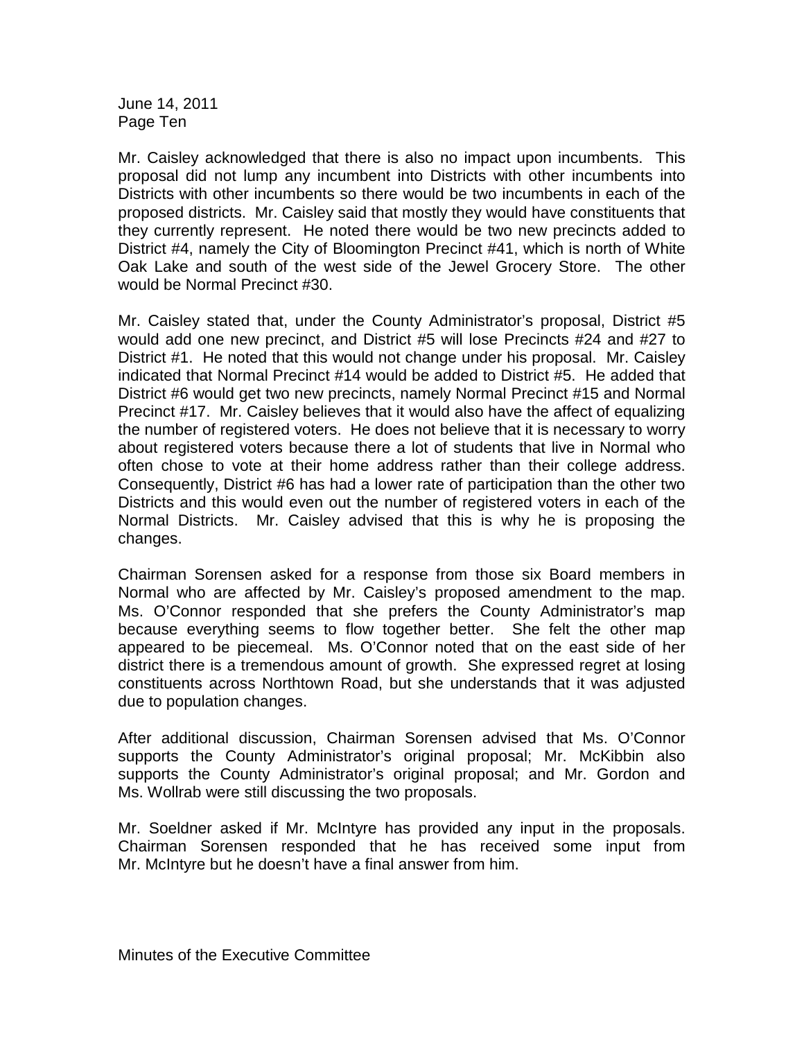Mr. Caisley acknowledged that there is also no impact upon incumbents. This proposal did not lump any incumbent into Districts with other incumbents into Districts with other incumbents so there would be two incumbents in each of the proposed districts. Mr. Caisley said that mostly they would have constituents that they currently represent. He noted there would be two new precincts added to District #4, namely the City of Bloomington Precinct #41, which is north of White Oak Lake and south of the west side of the Jewel Grocery Store. The other would be Normal Precinct #30.

Mr. Caisley stated that, under the County Administrator's proposal, District #5 would add one new precinct, and District #5 will lose Precincts #24 and #27 to District #1. He noted that this would not change under his proposal. Mr. Caisley indicated that Normal Precinct #14 would be added to District #5. He added that District #6 would get two new precincts, namely Normal Precinct #15 and Normal Precinct #17. Mr. Caisley believes that it would also have the affect of equalizing the number of registered voters. He does not believe that it is necessary to worry about registered voters because there a lot of students that live in Normal who often chose to vote at their home address rather than their college address. Consequently, District #6 has had a lower rate of participation than the other two Districts and this would even out the number of registered voters in each of the Normal Districts. Mr. Caisley advised that this is why he is proposing the changes.

Chairman Sorensen asked for a response from those six Board members in Normal who are affected by Mr. Caisley's proposed amendment to the map. Ms. O'Connor responded that she prefers the County Administrator's map because everything seems to flow together better. She felt the other map appeared to be piecemeal. Ms. O'Connor noted that on the east side of her district there is a tremendous amount of growth. She expressed regret at losing constituents across Northtown Road, but she understands that it was adjusted due to population changes.

After additional discussion, Chairman Sorensen advised that Ms. O'Connor supports the County Administrator's original proposal; Mr. McKibbin also supports the County Administrator's original proposal; and Mr. Gordon and Ms. Wollrab were still discussing the two proposals.

Mr. Soeldner asked if Mr. McIntyre has provided any input in the proposals. Chairman Sorensen responded that he has received some input from Mr. McIntyre but he doesn't have a final answer from him.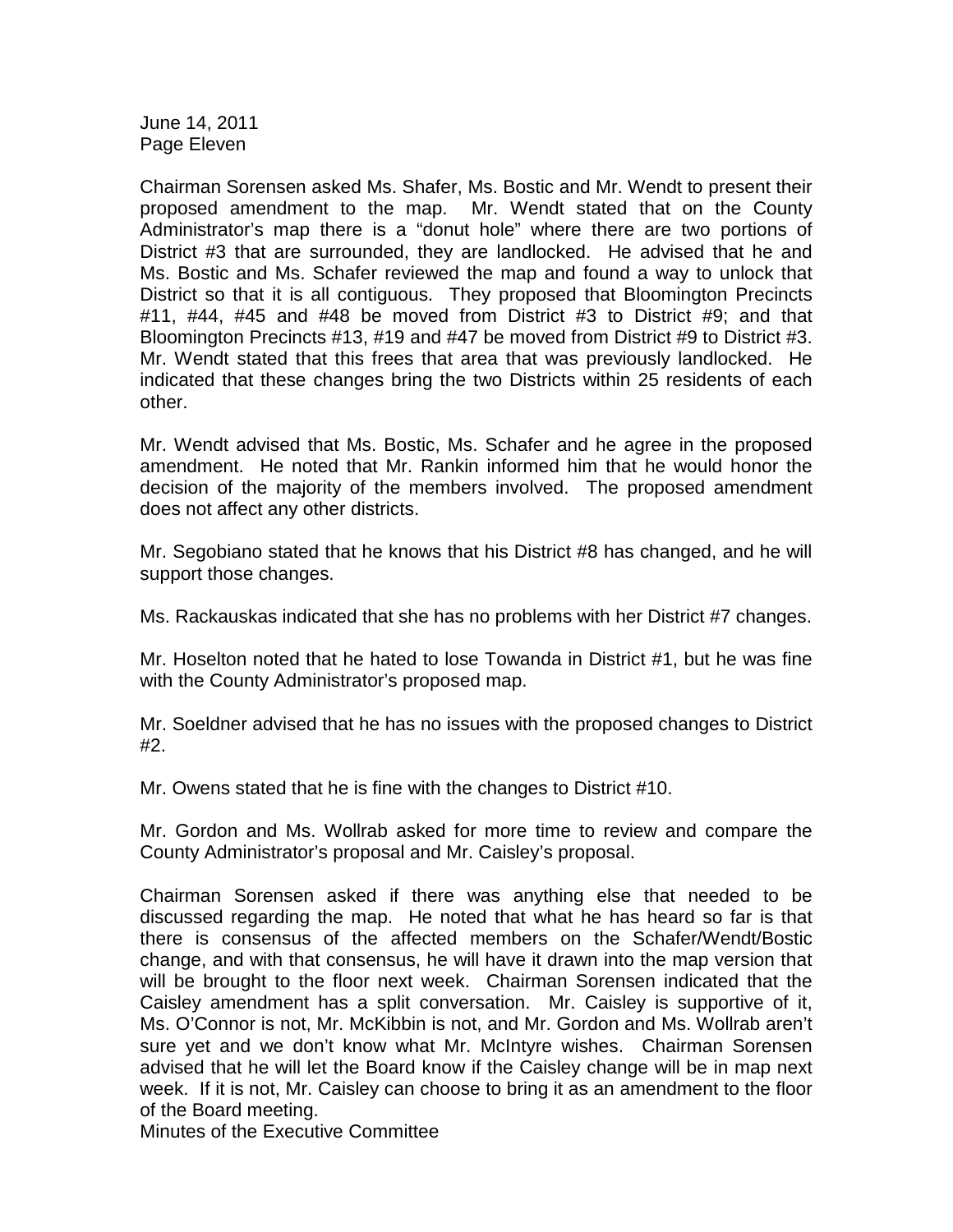Chairman Sorensen asked Ms. Shafer, Ms. Bostic and Mr. Wendt to present their proposed amendment to the map. Mr. Wendt stated that on the County Administrator's map there is a "donut hole" where there are two portions of District #3 that are surrounded, they are landlocked. He advised that he and Ms. Bostic and Ms. Schafer reviewed the map and found a way to unlock that District so that it is all contiguous. They proposed that Bloomington Precincts #11, #44, #45 and #48 be moved from District #3 to District #9; and that Bloomington Precincts #13, #19 and #47 be moved from District #9 to District #3. Mr. Wendt stated that this frees that area that was previously landlocked. He indicated that these changes bring the two Districts within 25 residents of each other.

Mr. Wendt advised that Ms. Bostic, Ms. Schafer and he agree in the proposed amendment. He noted that Mr. Rankin informed him that he would honor the decision of the majority of the members involved. The proposed amendment does not affect any other districts.

Mr. Segobiano stated that he knows that his District #8 has changed, and he will support those changes.

Ms. Rackauskas indicated that she has no problems with her District #7 changes.

Mr. Hoselton noted that he hated to lose Towanda in District #1, but he was fine with the County Administrator's proposed map.

Mr. Soeldner advised that he has no issues with the proposed changes to District #2.

Mr. Owens stated that he is fine with the changes to District #10.

Mr. Gordon and Ms. Wollrab asked for more time to review and compare the County Administrator's proposal and Mr. Caisley's proposal.

Chairman Sorensen asked if there was anything else that needed to be discussed regarding the map. He noted that what he has heard so far is that there is consensus of the affected members on the Schafer/Wendt/Bostic change, and with that consensus, he will have it drawn into the map version that will be brought to the floor next week. Chairman Sorensen indicated that the Caisley amendment has a split conversation. Mr. Caisley is supportive of it, Ms. O'Connor is not, Mr. McKibbin is not, and Mr. Gordon and Ms. Wollrab aren't sure yet and we don't know what Mr. McIntyre wishes. Chairman Sorensen advised that he will let the Board know if the Caisley change will be in map next week. If it is not, Mr. Caisley can choose to bring it as an amendment to the floor of the Board meeting.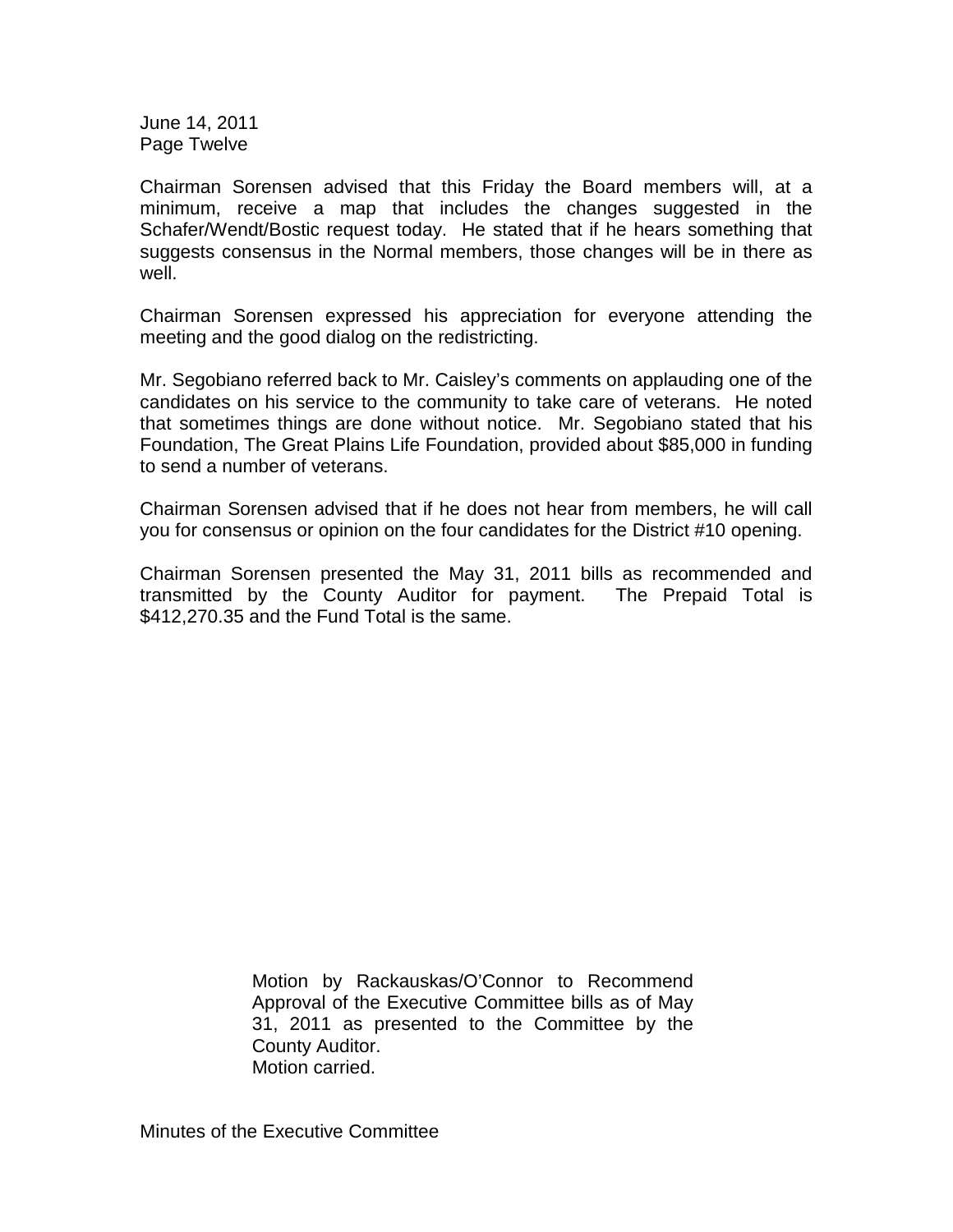Chairman Sorensen advised that this Friday the Board members will, at a minimum, receive a map that includes the changes suggested in the Schafer/Wendt/Bostic request today. He stated that if he hears something that suggests consensus in the Normal members, those changes will be in there as well.

Chairman Sorensen expressed his appreciation for everyone attending the meeting and the good dialog on the redistricting.

Mr. Segobiano referred back to Mr. Caisley's comments on applauding one of the candidates on his service to the community to take care of veterans. He noted that sometimes things are done without notice. Mr. Segobiano stated that his Foundation, The Great Plains Life Foundation, provided about $85,000 in funding to send a number of veterans.

Chairman Sorensen advised that if he does not hear from members, he will call you for consensus or opinion on the four candidates for the District #10 opening.

Chairman Sorensen presented the May 31, 2011 bills as recommended and transmitted by the County Auditor for payment. The Prepaid Total is $412,270.35 and the Fund Total is the same.

> Motion by Rackauskas/O'Connor to Recommend Approval of the Executive Committee bills as of May 31, 2011 as presented to the Committee by the County Auditor.
> Motion carried.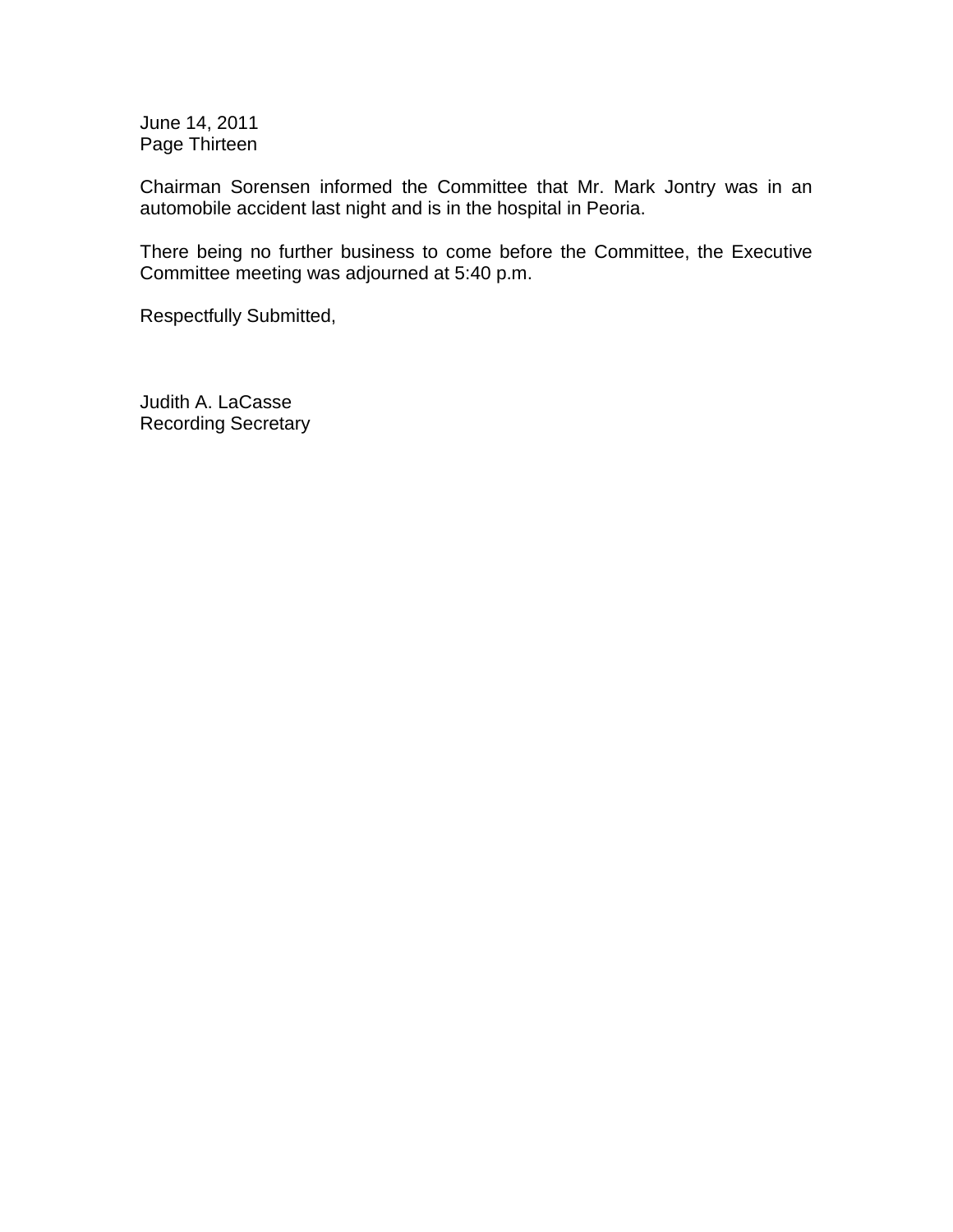Chairman Sorensen informed the Committee that Mr. Mark Jontry was in an automobile accident last night and is in the hospital in Peoria.

There being no further business to come before the Committee, the Executive Committee meeting was adjourned at 5:40 p.m.

Respectfully Submitted,

Judith A. LaCasse
Recording Secretary